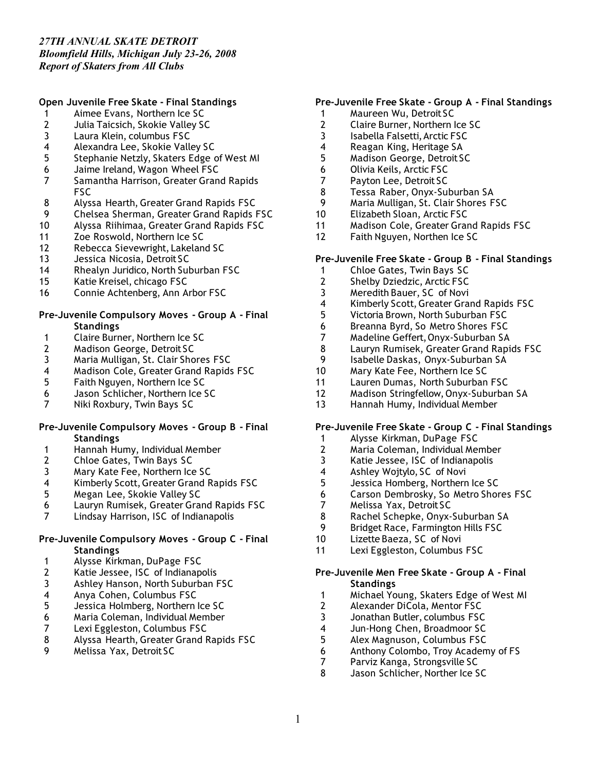*27TH ANNUAL SKATE DETROIT*
***Bloomfield Hills, Michigan July 23-26, 2008***
***Report of Skaters from All Clubs***

**Open Juvenile Free Skate - Final Standings**

1. Aimee Evans, Northern Ice SC
2. Julia Taicsich, Skokie Valley SC
3. Laura Klein, columbus FSC
4. Alexandra Lee, Skokie Valley SC
5. Stephanie Netzly, Skaters Edge of West MI
6. Jaime Ireland, Wagon Wheel FSC
7. Samantha Harrison, Greater Grand Rapids FSC
8. Alyssa Hearth, Greater Grand Rapids FSC
9. Chelsea Sherman, Greater Grand Rapids FSC
10. Alyssa Riihimaa, Greater Grand Rapids FSC
11. Zoe Roswold, Northern Ice SC
12. Rebecca Sievewright, Lakeland SC
13. Jessica Nicosia, Detroit SC
14. Rhealyn Juridico, North Suburban FSC
15. Katie Kreisel, chicago FSC
16. Connie Achtenberg, Ann Arbor FSC

**Pre-Juvenile Compulsory Moves - Group A - Final Standings**

1. Claire Burner, Northern Ice SC
2. Madison George, Detroit SC
3. Maria Mulligan, St. Clair Shores FSC
4. Madison Cole, Greater Grand Rapids FSC
5. Faith Nguyen, Northern Ice SC
6. Jason Schlicher, Northern Ice SC
7. Niki Roxbury, Twin Bays SC

**Pre-Juvenile Compulsory Moves - Group B - Final Standings**

1. Hannah Humy, Individual Member
2. Chloe Gates, Twin Bays SC
3. Mary Kate Fee, Northern Ice SC
4. Kimberly Scott, Greater Grand Rapids FSC
5. Megan Lee, Skokie Valley SC
6. Lauryn Rumisek, Greater Grand Rapids FSC
7. Lindsay Harrison, ISC of Indianapolis

**Pre-Juvenile Compulsory Moves - Group C - Final Standings**

1. Alysse Kirkman, DuPage FSC
2. Katie Jessee, ISC of Indianapolis
3. Ashley Hanson, North Suburban FSC
4. Anya Cohen, Columbus FSC
5. Jessica Holmberg, Northern Ice SC
6. Maria Coleman, Individual Member
7. Lexi Eggleston, Columbus FSC
8. Alyssa Hearth, Greater Grand Rapids FSC
9. Melissa Yax, Detroit SC

**Pre-Juvenile Free Skate - Group A - Final Standings**

1. Maureen Wu, Detroit SC
2. Claire Burner, Northern Ice SC
3. Isabella Falsetti, Arctic FSC
4. Reagan King, Heritage SA
5. Madison George, Detroit SC
6. Olivia Keils, Arctic FSC
7. Payton Lee, Detroit SC
8. Tessa Raber, Onyx-Suburban SA
9. Maria Mulligan, St. Clair Shores FSC
10. Elizabeth Sloan, Arctic FSC
11. Madison Cole, Greater Grand Rapids FSC
12. Faith Nguyen, Northen Ice SC

**Pre-Juvenile Free Skate - Group B - Final Standings**

1. Chloe Gates, Twin Bays SC
2. Shelby Dziedzic, Arctic FSC
3. Meredith Bauer, SC of Novi
4. Kimberly Scott, Greater Grand Rapids FSC
5. Victoria Brown, North Suburban FSC
6. Breanna Byrd, So Metro Shores FSC
7. Madeline Geffert, Onyx-Suburban SA
8. Lauryn Rumisek, Greater Grand Rapids FSC
9. Isabelle Daskas, Onyx-Suburban SA
10. Mary Kate Fee, Northern Ice SC
11. Lauren Dumas, North Suburban FSC
12. Madison Stringfellow, Onyx-Suburban SA
13. Hannah Humy, Individual Member

**Pre-Juvenile Free Skate - Group C - Final Standings**

1. Alysse Kirkman, DuPage FSC
2. Maria Coleman, Individual Member
3. Katie Jessee, ISC of Indianapolis
4. Ashley Wojtylo, SC of Novi
5. Jessica Homberg, Northern Ice SC
6. Carson Dembrosky, So Metro Shores FSC
7. Melissa Yax, Detroit SC
8. Rachel Schepke, Onyx-Suburban SA
9. Bridget Race, Farmington Hills FSC
10. Lizette Baeza, SC of Novi
11. Lexi Eggleston, Columbus FSC

**Pre-Juvenile Men Free Skate - Group A - Final Standings**

1. Michael Young, Skaters Edge of West MI
2. Alexander DiCola, Mentor FSC
3. Jonathan Butler, columbus FSC
4. Jun-Hong Chen, Broadmoor SC
5. Alex Magnuson, Columbus FSC
6. Anthony Colombo, Troy Academy of FS
7. Parviz Kanga, Strongsville SC
8. Jason Schlicher, Norther Ice SC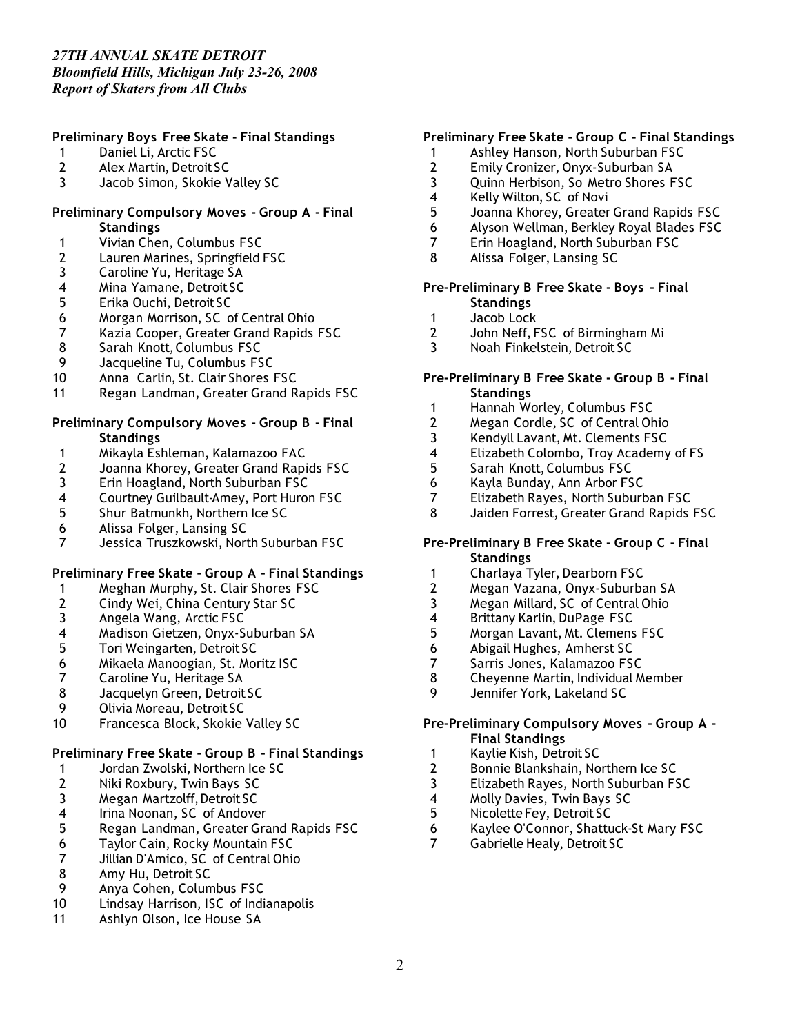*27TH ANNUAL SKATE DETROIT*
***Bloomfield Hills, Michigan July 23-26, 2008***
***Report of Skaters from All Clubs***

**Preliminary Boys Free Skate - Final Standings**

1. Daniel Li, Arctic FSC
2. Alex Martin, Detroit SC
3. Jacob Simon, Skokie Valley SC

**Preliminary Compulsory Moves - Group A - Final Standings**

1. Vivian Chen, Columbus FSC
2. Lauren Marines, Springfield FSC
3. Caroline Yu, Heritage SA
4. Mina Yamane, Detroit SC
5. Erika Ouchi, Detroit SC
6. Morgan Morrison, SC of Central Ohio
7. Kazia Cooper, Greater Grand Rapids FSC
8. Sarah Knott, Columbus FSC
9. Jacqueline Tu, Columbus FSC
10. Anna Carlin, St. Clair Shores FSC
11. Regan Landman, Greater Grand Rapids FSC

**Preliminary Compulsory Moves - Group B - Final Standings**

1. Mikayla Eshleman, Kalamazoo FAC
2. Joanna Khorey, Greater Grand Rapids FSC
3. Erin Hoagland, North Suburban FSC
4. Courtney Guilbault-Amey, Port Huron FSC
5. Shur Batmunkh, Northern Ice SC
6. Alissa Folger, Lansing SC
7. Jessica Truszkowski, North Suburban FSC

**Preliminary Free Skate - Group A - Final Standings**

1. Meghan Murphy, St. Clair Shores FSC
2. Cindy Wei, China Century Star SC
3. Angela Wang, Arctic FSC
4. Madison Gietzen, Onyx-Suburban SA
5. Tori Weingarten, Detroit SC
6. Mikaela Manoogian, St. Moritz ISC
7. Caroline Yu, Heritage SA
8. Jacquelyn Green, Detroit SC
9. Olivia Moreau, Detroit SC
10. Francesca Block, Skokie Valley SC

**Preliminary Free Skate - Group B - Final Standings**

1. Jordan Zwolski, Northern Ice SC
2. Niki Roxbury, Twin Bays SC
3. Megan Martzolff, Detroit SC
4. Irina Noonan, SC of Andover
5. Regan Landman, Greater Grand Rapids FSC
6. Taylor Cain, Rocky Mountain FSC
7. Jillian D'Amico, SC of Central Ohio
8. Amy Hu, Detroit SC
9. Anya Cohen, Columbus FSC
10. Lindsay Harrison, ISC of Indianapolis
11. Ashlyn Olson, Ice House SA

**Preliminary Free Skate - Group C - Final Standings**

1. Ashley Hanson, North Suburban FSC
2. Emily Cronizer, Onyx-Suburban SA
3. Quinn Herbison, So Metro Shores FSC
4. Kelly Wilton, SC of Novi
5. Joanna Khorey, Greater Grand Rapids FSC
6. Alyson Wellman, Berkley Royal Blades FSC
7. Erin Hoagland, North Suburban FSC
8. Alissa Folger, Lansing SC

**Pre-Preliminary B Free Skate - Boys - Final Standings**

1. Jacob Lock
2. John Neff, FSC of Birmingham Mi
3. Noah Finkelstein, Detroit SC

**Pre-Preliminary B Free Skate - Group B - Final Standings**

1. Hannah Worley, Columbus FSC
2. Megan Cordle, SC of Central Ohio
3. Kendyll Lavant, Mt. Clements FSC
4. Elizabeth Colombo, Troy Academy of FS
5. Sarah Knott, Columbus FSC
6. Kayla Bunday, Ann Arbor FSC
7. Elizabeth Rayes, North Suburban FSC
8. Jaiden Forrest, Greater Grand Rapids FSC

**Pre-Preliminary B Free Skate - Group C - Final Standings**

1. Charlaya Tyler, Dearborn FSC
2. Megan Vazana, Onyx-Suburban SA
3. Megan Millard, SC of Central Ohio
4. Brittany Karlin, DuPage FSC
5. Morgan Lavant, Mt. Clemens FSC
6. Abigail Hughes, Amherst SC
7. Sarris Jones, Kalamazoo FSC
8. Cheyenne Martin, Individual Member
9. Jennifer York, Lakeland SC

**Pre-Preliminary Compulsory Moves - Group A - Final Standings**

1. Kaylie Kish, Detroit SC
2. Bonnie Blankshain, Northern Ice SC
3. Elizabeth Rayes, North Suburban FSC
4. Molly Davies, Twin Bays SC
5. Nicolette Fey, Detroit SC
6. Kaylee O'Connor, Shattuck-St Mary FSC
7. Gabrielle Healy, Detroit SC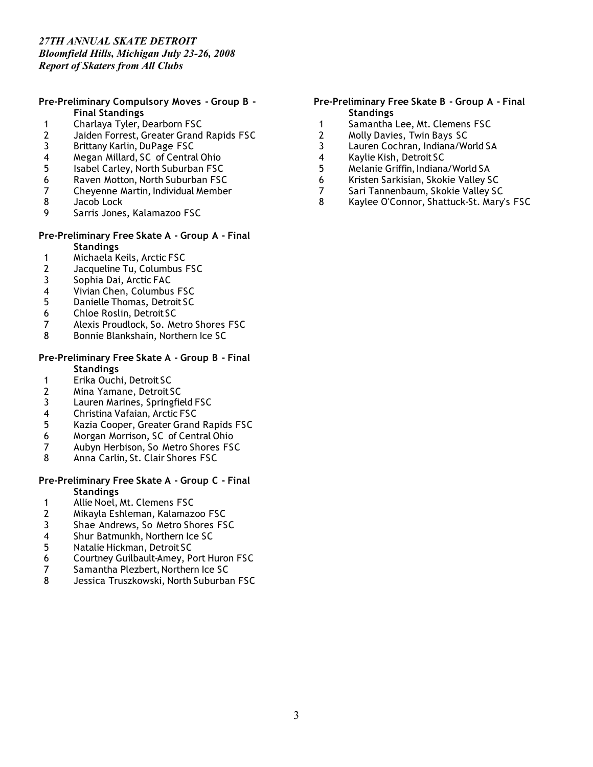*27TH ANNUAL SKATE DETROIT*
*Bloomfield Hills, Michigan July 23-26, 2008*
*Report of Skaters from All Clubs*

**Pre-Preliminary Compulsory Moves - Group B - Final Standings**

1 Charlaya Tyler, Dearborn FSC
2 Jaiden Forrest, Greater Grand Rapids FSC
3 Brittany Karlin, DuPage FSC
4 Megan Millard, SC of Central Ohio
5 Isabel Carley, North Suburban FSC
6 Raven Motton, North Suburban FSC
7 Cheyenne Martin, Individual Member
8 Jacob Lock
9 Sarris Jones, Kalamazoo FSC

**Pre-Preliminary Free Skate A - Group A - Final Standings**

1 Michaela Keils, Arctic FSC
2 Jacqueline Tu, Columbus FSC
3 Sophia Dai, Arctic FAC
4 Vivian Chen, Columbus FSC
5 Danielle Thomas, Detroit SC
6 Chloe Roslin, Detroit SC
7 Alexis Proudlock, So. Metro Shores FSC
8 Bonnie Blankshain, Northern Ice SC

**Pre-Preliminary Free Skate A - Group B - Final Standings**

1 Erika Ouchi, Detroit SC
2 Mina Yamane, Detroit SC
3 Lauren Marines, Springfield FSC
4 Christina Vafaian, Arctic FSC
5 Kazia Cooper, Greater Grand Rapids FSC
6 Morgan Morrison, SC of Central Ohio
7 Aubyn Herbison, So Metro Shores FSC
8 Anna Carlin, St. Clair Shores FSC

**Pre-Preliminary Free Skate A - Group C - Final Standings**

1 Allie Noel, Mt. Clemens FSC
2 Mikayla Eshleman, Kalamazoo FSC
3 Shae Andrews, So Metro Shores FSC
4 Shur Batmunkh, Northern Ice SC
5 Natalie Hickman, Detroit SC
6 Courtney Guilbault-Amey, Port Huron FSC
7 Samantha Plezbert, Northern Ice SC
8 Jessica Truszkowski, North Suburban FSC

**Pre-Preliminary Free Skate B - Group A - Final Standings**

1 Samantha Lee, Mt. Clemens FSC
2 Molly Davies, Twin Bays SC
3 Lauren Cochran, Indiana/World SA
4 Kaylie Kish, Detroit SC
5 Melanie Griffin, Indiana/World SA
6 Kristen Sarkisian, Skokie Valley SC
7 Sari Tannenbaum, Skokie Valley SC
8 Kaylee O'Connor, Shattuck-St. Mary's FSC